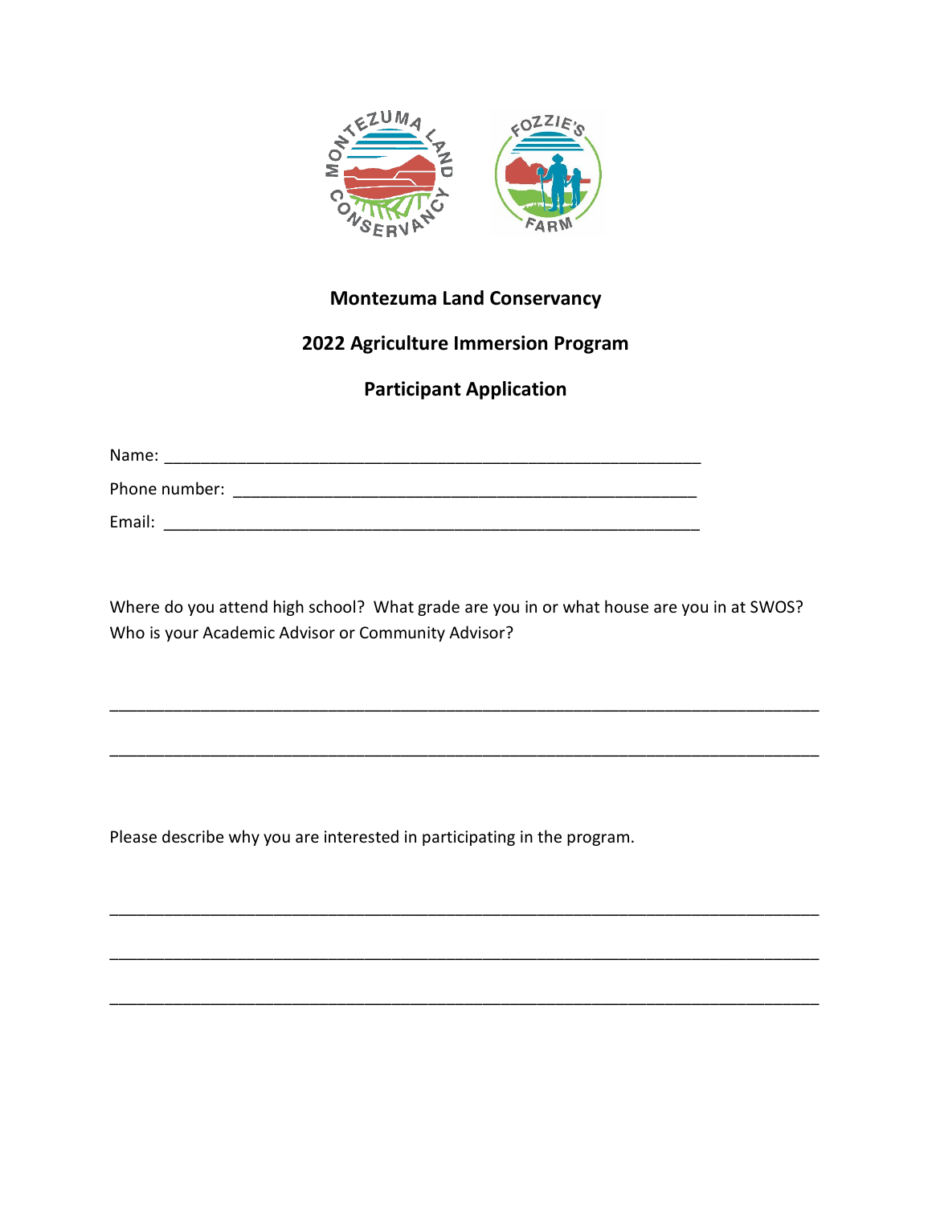**Montezuma Land Conservancy**

**2022 Agriculture Immersion Program**

**Participant Application**

Name: ____________________________________________________________

Phone number: ____________________________________________________

Email: ____________________________________________________________

Where do you attend high school? What grade are you in or what house are you in at SWOS? Who is your Academic Advisor or Community Advisor?

________________________________________________________________________________

________________________________________________________________________________

Please describe why you are interested in participating in the program.

________________________________________________________________________________

________________________________________________________________________________

________________________________________________________________________________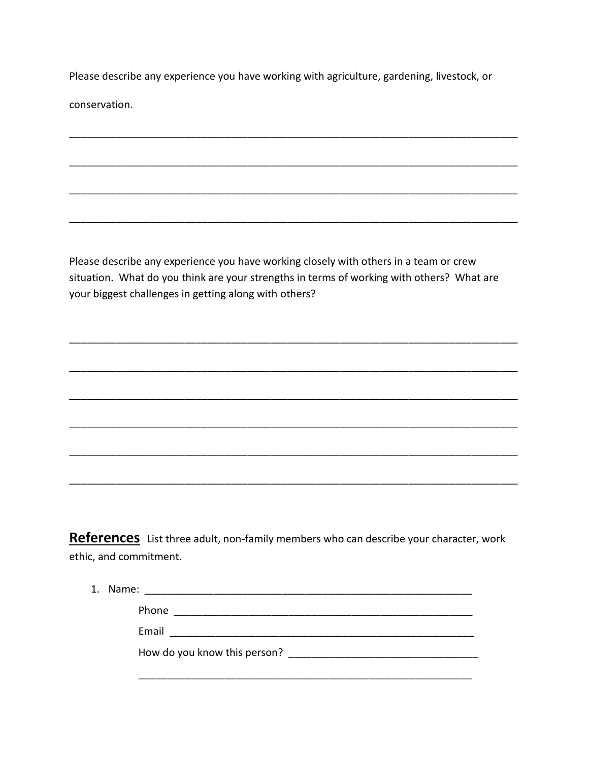Please describe any experience you have working with agriculture, gardening, livestock, or conservation.

_______________________________________________________________________________

_______________________________________________________________________________

_______________________________________________________________________________

_______________________________________________________________________________

Please describe any experience you have working closely with others in a team or crew situation. What do you think are your strengths in terms of working with others? What are your biggest challenges in getting along with others?

_______________________________________________________________________________

_______________________________________________________________________________

_______________________________________________________________________________

_______________________________________________________________________________

_______________________________________________________________________________

_______________________________________________________________________________

**References** List three adult, non-family members who can describe your character, work ethic, and commitment.

1. Name: ____________________________________________________________

   Phone ______________________________________________________

   Email _______________________________________________________

   How do you know this person? ________________________________

   ___________________________________________________________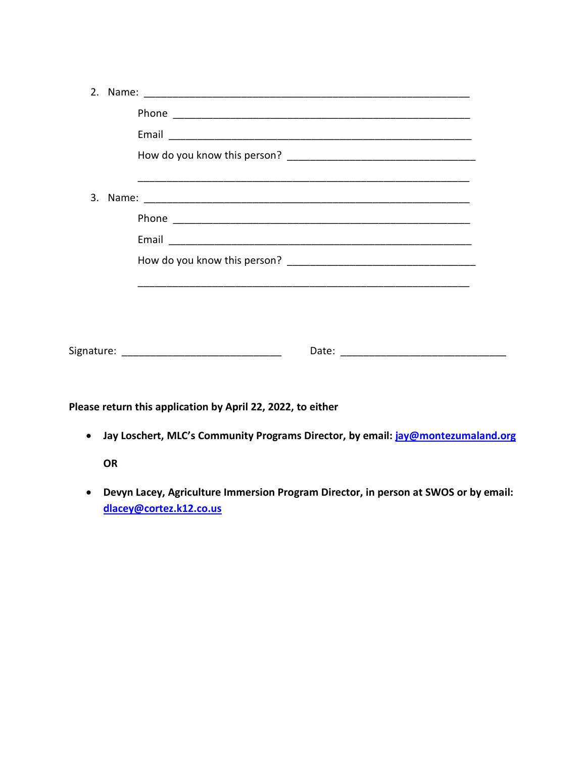2. Name: ___________________________________________________________

   Phone ______________________________________________________

   Email _______________________________________________________

   How do you know this person? _________________________________

   ____________________________________________________________

3. Name: ___________________________________________________________

   Phone ______________________________________________________

   Email _______________________________________________________

   How do you know this person? _________________________________

   ____________________________________________________________

Signature: ____________________________ Date: _____________________________

**Please return this application by April 22, 2022, to either**

- **Jay Loschert, MLC's Community Programs Director, by email: [jay@montezumaland.org](mailto:jay@montezumaland.org)**

  **OR**

- **Devyn Lacey, Agriculture Immersion Program Director, in person at SWOS or by email: [dlacey@cortez.k12.co.us](mailto:dlacey@cortez.k12.co.us)**